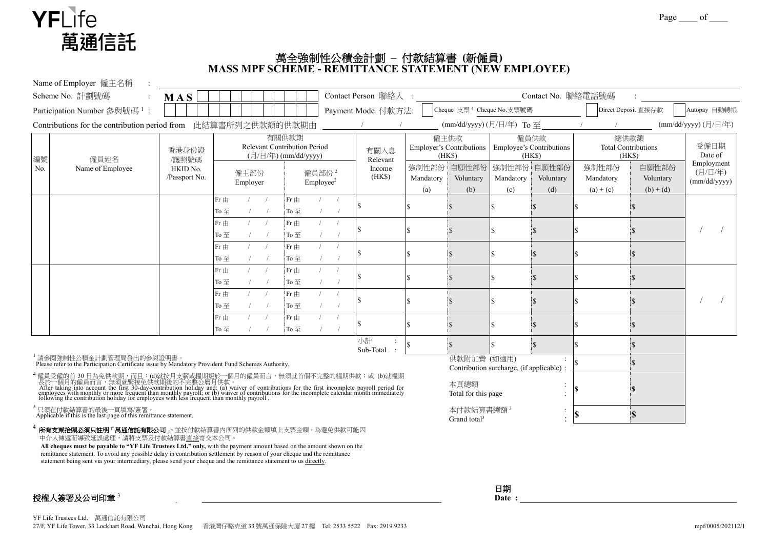YFLife
萬通信託

Page ____ of ____

# 萬全強制性公積金計劃 – 付款結算書 (新僱員)
# MASS MPF SCHEME - REMITTANCE STATEMENT (NEW EMPLOYEE)

Name of Employer 僱主名稱 : ____________________

Scheme No. 計劃號碼 : M A S ____________ Contact Person 聯絡人 : ____________ Contact No. 聯絡電話號碼 : ____________

Participation Number 參與號碼 [1] : ____________ Payment Mode 付款方法: ☐ Cheque 支票 [4] Cheque No.支票號碼 ____________ ☐ Direct Deposit 直接存款 ☐ Autopay 自動轉帳

Contributions for the contribution period from 此結算書所列之供款額的供款期由 ___/___/___ (mm/dd/yyyy) (月/日/年) To 至 ___/___/___ (mm/dd/yyyy) (月/日/年)

| 編號 No. | 僱員姓名 Name of Employee | 香港身份證/護照號碼 HKID No. /Passport No. | 有關供款期 Relevant Contribution Period (月/日/年) (mm/dd/yyyy) | | 有關入息 Relevant Income (HK$) | 僱主供款 Employer's Contributions (HK$) | | 僱員供款 Employee's Contributions (HK$) | | 總供款額 Total Contributions (HK$) | | 受僱日期 Date of Employment (月/日/年) (mm/dd/yyyy) |
|---|---|---|---|---|---|---|---|---|---|---|---|---|
| | | | 僱主部份 Employer | 僱員部份 [2] Employee[2] | | 強制性部份 Mandatory (a) | 自願性部份 Voluntary (b) | 強制性部份 Mandatory (c) | 自願性部份 Voluntary (d) | 強制性部份 Mandatory (a) + (c) | 自願性部份 Voluntary (b) + (d) | |
| | | | Fr 由 / / To 至 / / | Fr 由 / / To 至 / / | $ | $ | $ | $ | $ | $ | $ | / / |
| | | | Fr 由 / / To 至 / / | Fr 由 / / To 至 / / | $ | $ | $ | $ | $ | $ | $ | |
| | | | Fr 由 / / To 至 / / | Fr 由 / / To 至 / / | $ | $ | $ | $ | $ | $ | $ | |
| | | | Fr 由 / / To 至 / / | Fr 由 / / To 至 / / | $ | $ | $ | $ | $ | $ | $ | / / |
| | | | Fr 由 / / To 至 / / | Fr 由 / / To 至 / / | $ | $ | $ | $ | $ | $ | $ | |
| | | | Fr 由 / / To 至 / / | Fr 由 / / To 至 / / | $ | $ | $ | $ | $ | $ | $ | |
| | | | | | 小計 Sub-Total : | $ | $ | $ | $ | $ | $ | |
| | | | | | 供款附加費 (如適用) Contribution surcharge, (if applicable) : | | | | | $ | $ | |
| | | | | | 本頁總額 Total for this page : | | | | | $ | $ | |
| | | | | | 本付款結算書總額 [3] Grand total[3] : | | | | | $ | $ | |

[1] 請參閱強制性公積金計劃管理局發出的參與證明書。
Please refer to the Participation Certificate issue by Mandatory Provident Fund Schemes Authority.

[2] 僱員受僱的首 30 日為免供款期，而且：(a)就按月支薪或糧期短於一個月的僱員而言，無須就首個不完整的糧期供款；或 (b)就糧期長於一個月的僱員而言，無須就緊接免供款期後的不完整公曆月供款。
After taking into account the first 30-day-contribution holiday and: (a) waiver of contributions for the first incomplete payroll period for employees with monthly or more frequent than monthly payroll; or (b) waiver of contributions for the incomplete calendar month immediately following the contribution holiday for employees with less frequent than monthly payroll .

[3] 只須在付款結算書的最後一頁填寫/簽署。
Applicable if this is the last page of this remittance statement.

[4] **所有支票抬頭必須只註明「萬通信託有限公司」，**並按付款結算書內所列的供款金額填上支票金額。為避免供款可能因中介人傳遞而導致延誤處理，請將支票及付款結算書直接寄交本公司。
**All cheques must be payable to "YF Life Trustees Ltd." only,** with the payment amount based on the amount shown on the remittance statement. To avoid any possible delay in contribution settlement by reason of your cheque and the remittance statement being sent via your intermediary, please send your cheque and the remittance statement to us directly.

**授權人簽署及公司印章** [3] ______________________________ **日期 Date :** ______________________________

YF Life Trustees Ltd. 萬通信託有限公司
27/F, YF Life Tower, 33 Lockhart Road, Wanchai, Hong Kong 香港灣仔駱克道 33 號萬通保險大廈 27 樓 Tel: 2533 5522 Fax: 2919 9233

mpf/0005/202112/1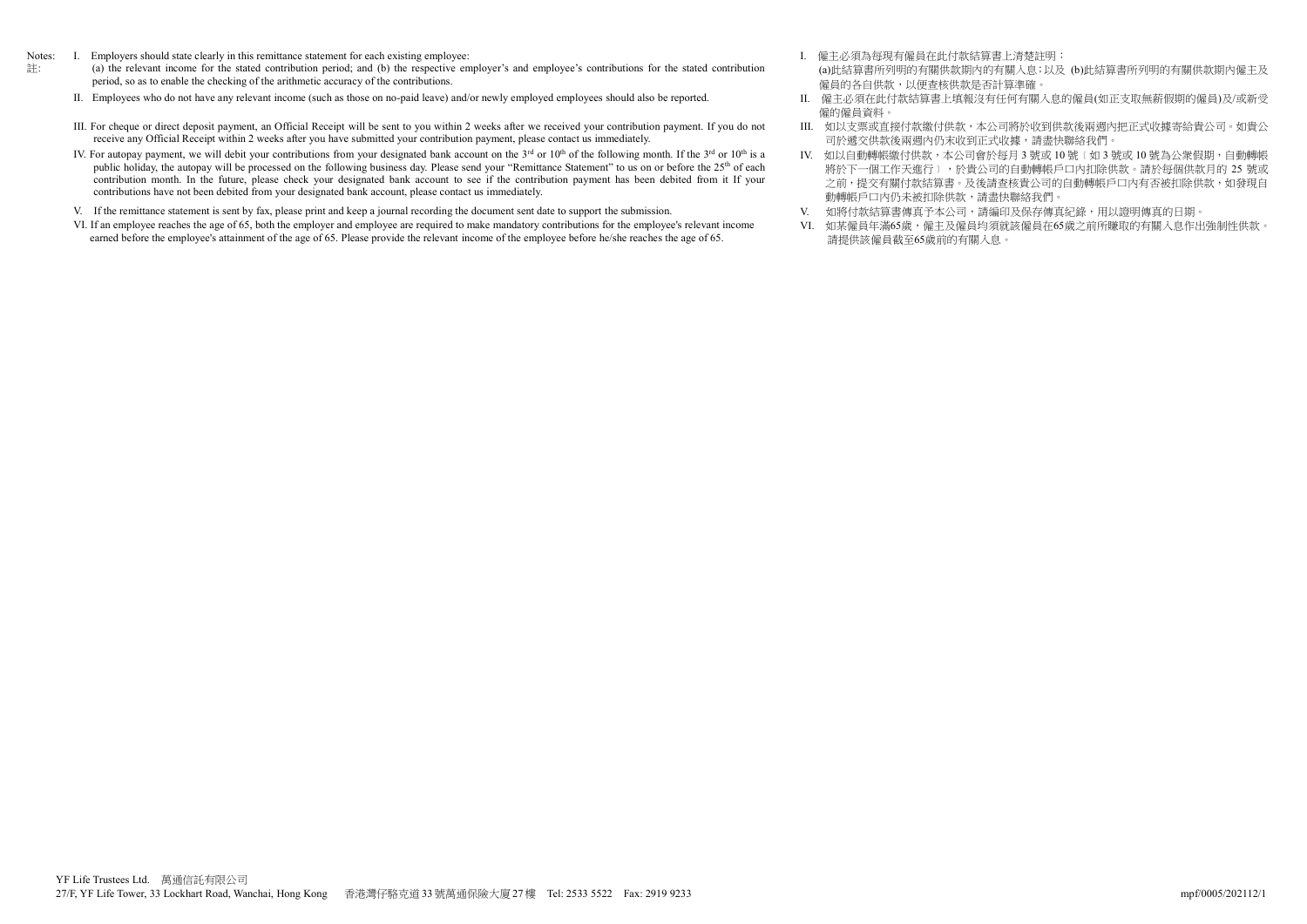Notes:
註:

I. Employers should state clearly in this remittance statement for each existing employee:
(a) the relevant income for the stated contribution period; and (b) the respective employer's and employee's contributions for the stated contribution period, so as to enable the checking of the arithmetic accuracy of the contributions.

II. Employees who do not have any relevant income (such as those on no-paid leave) and/or newly employed employees should also be reported.

III. For cheque or direct deposit payment, an Official Receipt will be sent to you within 2 weeks after we received your contribution payment. If you do not receive any Official Receipt within 2 weeks after you have submitted your contribution payment, please contact us immediately.

IV. For autopay payment, we will debit your contributions from your designated bank account on the 3rd or 10th of the following month. If the 3rd or 10th is a public holiday, the autopay will be processed on the following business day. Please send your "Remittance Statement" to us on or before the 25th of each contribution month. In the future, please check your designated bank account to see if the contribution payment has been debited from it If your contributions have not been debited from your designated bank account, please contact us immediately.

V. If the remittance statement is sent by fax, please print and keep a journal recording the document sent date to support the submission.

VI. If an employee reaches the age of 65, both the employer and employee are required to make mandatory contributions for the employee's relevant income earned before the employee's attainment of the age of 65. Please provide the relevant income of the employee before he/she reaches the age of 65.

I. 僱主必須為每現有僱員在此付款結算書上清楚註明：
(a)此結算書所列明的有關供款期內的有關入息；以及 (b)此結算書所列明的有關供款期內僱主及僱員的各自供款，以便查核供款是否計算準確。

II. 僱主必須在此付款結算書上填報沒有任何有關入息的僱員(如正支取無薪假期的僱員)及/或新受僱的僱員資料。

III. 如以支票或直接付款繳付供款，本公司將於收到供款後兩週內把正式收據寄給貴公司。如貴公司於遞交供款後兩週內仍未收到正式收據，請盡快聯絡我們。

IV. 如以自動轉帳繳付供款，本公司會於每月 3 號或 10 號﹝如 3 號或 10 號為公衆假期，自動轉帳將於下一個工作天進行﹞，於貴公司的自動轉帳戶口內扣除供款。請於每個供款月的 25 號或之前，提交有關付款結算書。及後請查核貴公司的自動轉帳戶口內有否被扣除供款，如發現自動轉帳戶口內仍未被扣除供款，請盡快聯絡我們。

V. 如將付款結算書傳真予本公司，請編印及保存傳真紀錄，用以證明傳真的日期。

VI. 如某僱員年滿65歲，僱主及僱員均須就該僱員在65歲之前所賺取的有關入息作出強制性供款。請提供該僱員截至65歲前的有關入息。

YF Life Trustees Ltd. 萬通信託有限公司
27/F, YF Life Tower, 33 Lockhart Road, Wanchai, Hong Kong 香港灣仔駱克道33號萬通保險大廈27樓 Tel: 2533 5522 Fax: 2919 9233

mpf/0005/202112/1